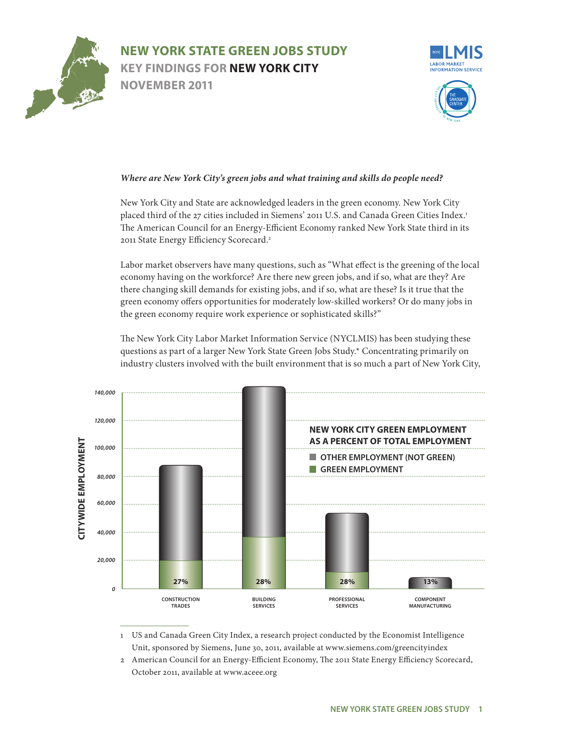# NEW YORK STATE GREEN JOBS STUDY

## KEY FINDINGS FOR NEW YORK CITY

### NOVEMBER 2011

***Where are New York City's green jobs and what training and skills do people need?***

New York City and State are acknowledged leaders in the green economy. New York City placed third of the 27 cities included in Siemens' 2011 U.S. and Canada Green Cities Index.[1] The American Council for an Energy-Efficient Economy ranked New York State third in its 2011 State Energy Efficiency Scorecard.[2]

Labor market observers have many questions, such as "What effect is the greening of the local economy having on the workforce? Are there new green jobs, and if so, what are they? Are there changing skill demands for existing jobs, and if so, what are these? Is it true that the green economy offers opportunities for moderately low-skilled workers? Or do many jobs in the green economy require work experience or sophisticated skills?"

The New York City Labor Market Information Service (NYCLMIS) has been studying these questions as part of a larger New York State Green Jobs Study.* Concentrating primarily on industry clusters involved with the built environment that is so much a part of New York City,

**NEW YORK CITY GREEN EMPLOYMENT AS A PERCENT OF TOTAL EMPLOYMENT**

| Industry cluster | Green employment as % of total |
|---|---|
| Construction Trades | 27% |
| Building Services | 28% |
| Professional Services | 28% |
| Component Manufacturing | 13% |

1 US and Canada Green City Index, a research project conducted by the Economist Intelligence Unit, sponsored by Siemens, June 30, 2011, available at www.siemens.com/greencityindex

2 American Council for an Energy-Efficient Economy, The 2011 State Energy Efficiency Scorecard, October 2011, available at www.aceee.org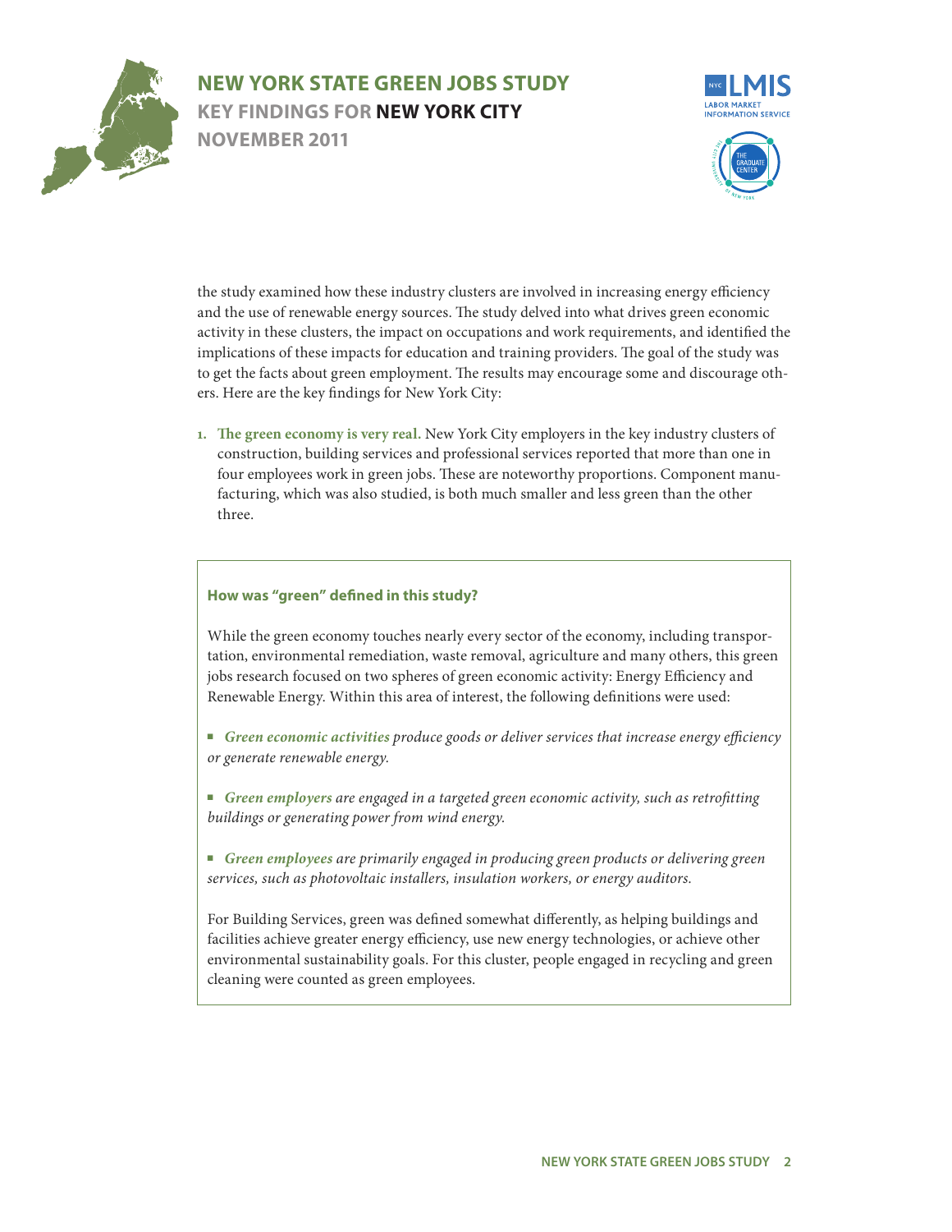the study examined how these industry clusters are involved in increasing energy efficiency and the use of renewable energy sources. The study delved into what drives green economic activity in these clusters, the impact on occupations and work requirements, and identified the implications of these impacts for education and training providers. The goal of the study was to get the facts about green employment. The results may encourage some and discourage others. Here are the key findings for New York City:

1. **The green economy is very real.** New York City employers in the key industry clusters of construction, building services and professional services reported that more than one in four employees work in green jobs. These are noteworthy proportions. Component manufacturing, which was also studied, is both much smaller and less green than the other three.

> **How was "green" defined in this study?**
>
> While the green economy touches nearly every sector of the economy, including transportation, environmental remediation, waste removal, agriculture and many others, this green jobs research focused on two spheres of green economic activity: Energy Efficiency and Renewable Energy. Within this area of interest, the following definitions were used:
>
> - ***Green economic activities*** *produce goods or deliver services that increase energy efficiency or generate renewable energy.*
> - ***Green employers*** *are engaged in a targeted green economic activity, such as retrofitting buildings or generating power from wind energy.*
> - ***Green employees*** *are primarily engaged in producing green products or delivering green services, such as photovoltaic installers, insulation workers, or energy auditors.*
>
> For Building Services, green was defined somewhat differently, as helping buildings and facilities achieve greater energy efficiency, use new energy technologies, or achieve other environmental sustainability goals. For this cluster, people engaged in recycling and green cleaning were counted as green employees.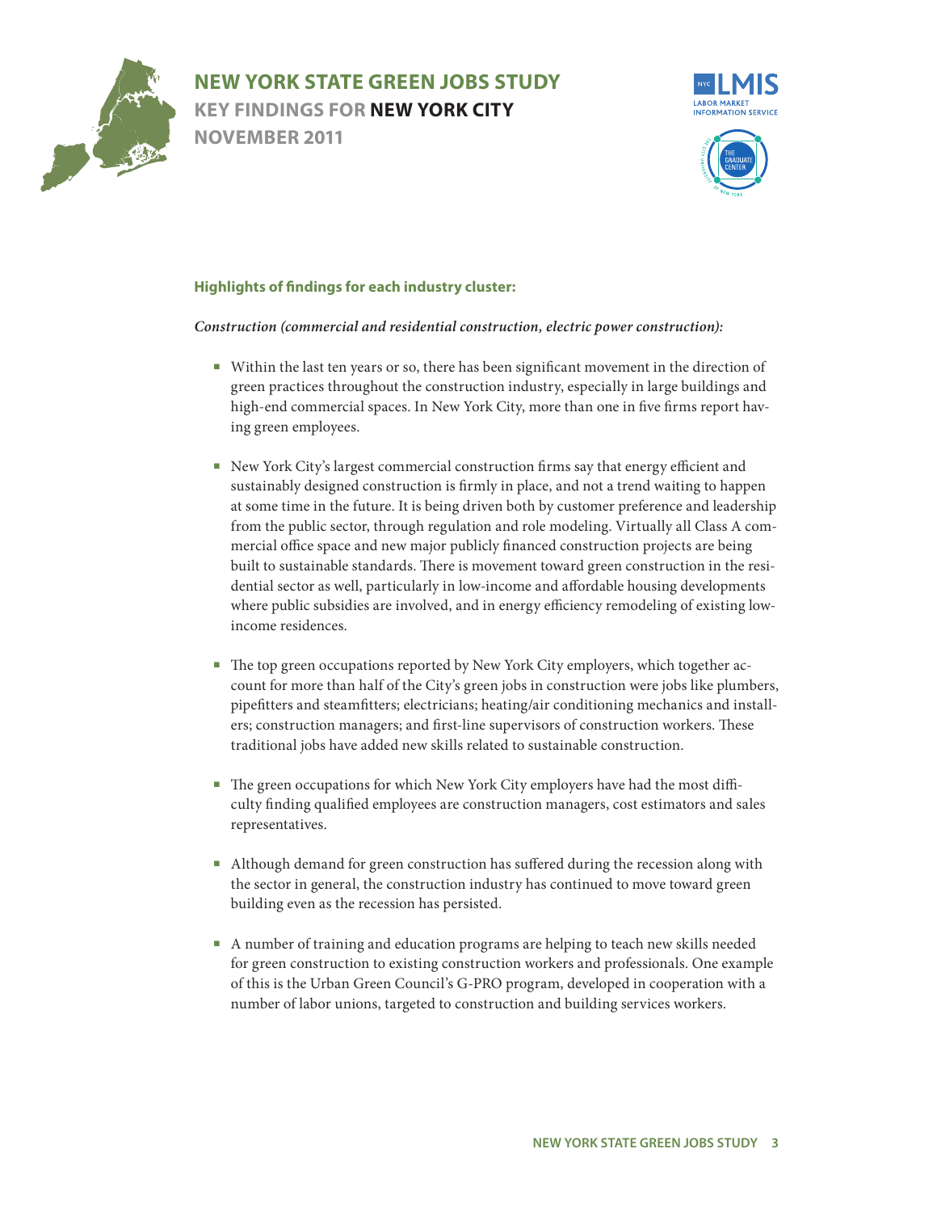# NEW YORK STATE GREEN JOBS STUDY
## KEY FINDINGS FOR NEW YORK CITY
## NOVEMBER 2011

### Highlights of findings for each industry cluster:

***Construction (commercial and residential construction, electric power construction):***

- Within the last ten years or so, there has been significant movement in the direction of green practices throughout the construction industry, especially in large buildings and high-end commercial spaces. In New York City, more than one in five firms report having green employees.
- New York City's largest commercial construction firms say that energy efficient and sustainably designed construction is firmly in place, and not a trend waiting to happen at some time in the future. It is being driven both by customer preference and leadership from the public sector, through regulation and role modeling. Virtually all Class A commercial office space and new major publicly financed construction projects are being built to sustainable standards. There is movement toward green construction in the residential sector as well, particularly in low-income and affordable housing developments where public subsidies are involved, and in energy efficiency remodeling of existing low-income residences.
- The top green occupations reported by New York City employers, which together account for more than half of the City's green jobs in construction were jobs like plumbers, pipefitters and steamfitters; electricians; heating/air conditioning mechanics and installers; construction managers; and first-line supervisors of construction workers. These traditional jobs have added new skills related to sustainable construction.
- The green occupations for which New York City employers have had the most difficulty finding qualified employees are construction managers, cost estimators and sales representatives.
- Although demand for green construction has suffered during the recession along with the sector in general, the construction industry has continued to move toward green building even as the recession has persisted.
- A number of training and education programs are helping to teach new skills needed for green construction to existing construction workers and professionals. One example of this is the Urban Green Council's G-PRO program, developed in cooperation with a number of labor unions, targeted to construction and building services workers.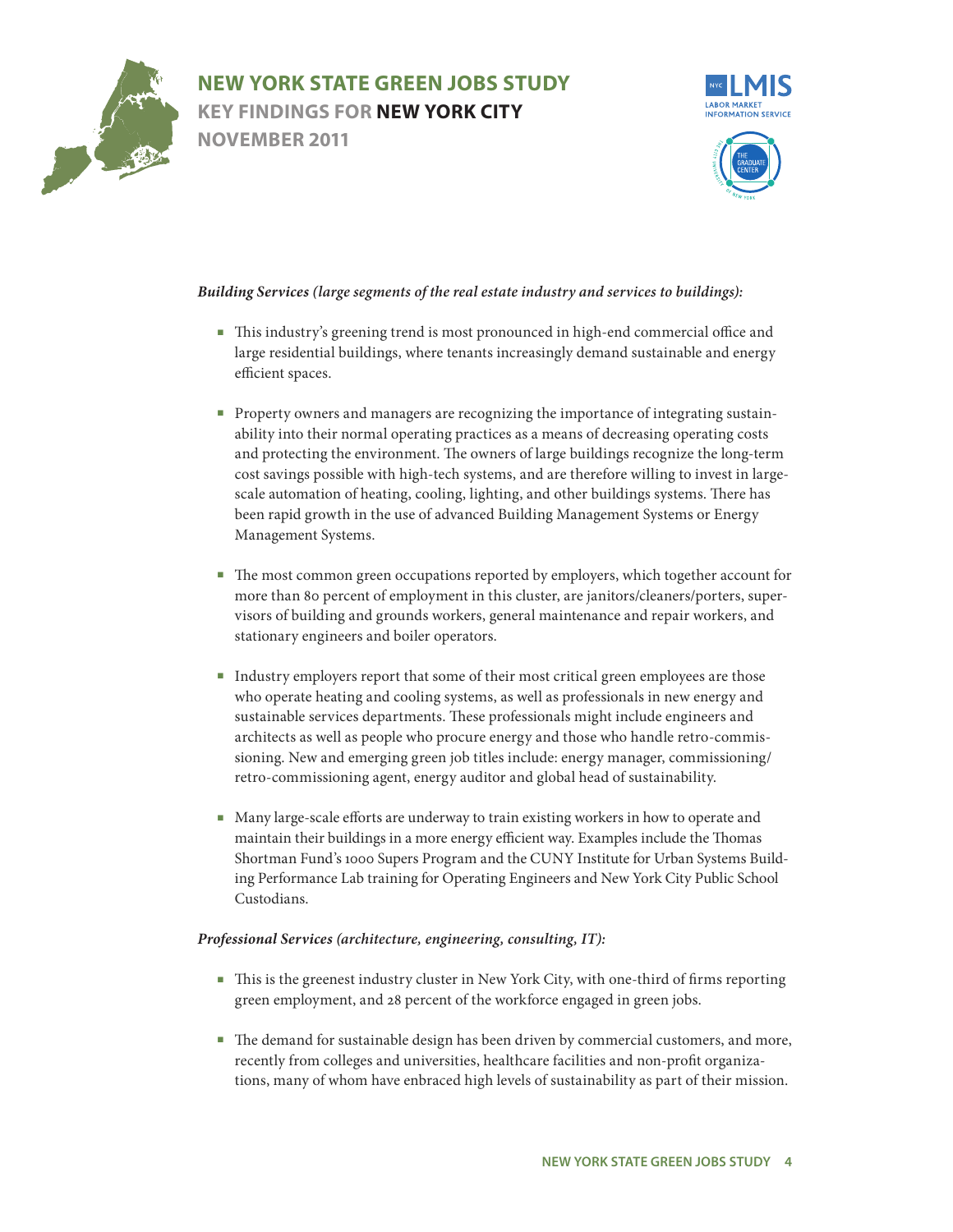*Building Services (large segments of the real estate industry and services to buildings):*

- This industry's greening trend is most pronounced in high-end commercial office and large residential buildings, where tenants increasingly demand sustainable and energy efficient spaces.

- Property owners and managers are recognizing the importance of integrating sustainability into their normal operating practices as a means of decreasing operating costs and protecting the environment. The owners of large buildings recognize the long-term cost savings possible with high-tech systems, and are therefore willing to invest in large-scale automation of heating, cooling, lighting, and other buildings systems. There has been rapid growth in the use of advanced Building Management Systems or Energy Management Systems.

- The most common green occupations reported by employers, which together account for more than 80 percent of employment in this cluster, are janitors/cleaners/porters, supervisors of building and grounds workers, general maintenance and repair workers, and stationary engineers and boiler operators.

- Industry employers report that some of their most critical green employees are those who operate heating and cooling systems, as well as professionals in new energy and sustainable services departments. These professionals might include engineers and architects as well as people who procure energy and those who handle retro-commissioning. New and emerging green job titles include: energy manager, commissioning/retro-commissioning agent, energy auditor and global head of sustainability.

- Many large-scale efforts are underway to train existing workers in how to operate and maintain their buildings in a more energy efficient way. Examples include the Thomas Shortman Fund's 1000 Supers Program and the CUNY Institute for Urban Systems Building Performance Lab training for Operating Engineers and New York City Public School Custodians.

*Professional Services (architecture, engineering, consulting, IT):*

- This is the greenest industry cluster in New York City, with one-third of firms reporting green employment, and 28 percent of the workforce engaged in green jobs.

- The demand for sustainable design has been driven by commercial customers, and more, recently from colleges and universities, healthcare facilities and non-profit organizations, many of whom have enbraced high levels of sustainability as part of their mission.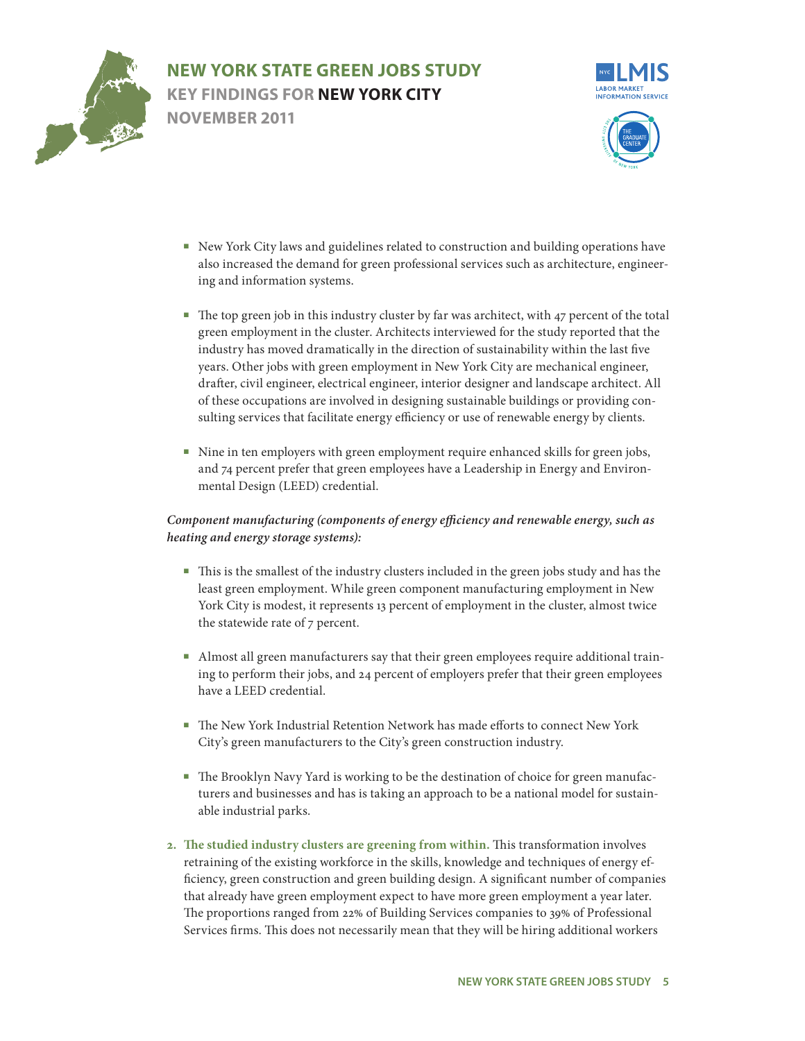- New York City laws and guidelines related to construction and building operations have also increased the demand for green professional services such as architecture, engineering and information systems.

- The top green job in this industry cluster by far was architect, with 47 percent of the total green employment in the cluster. Architects interviewed for the study reported that the industry has moved dramatically in the direction of sustainability within the last five years. Other jobs with green employment in New York City are mechanical engineer, drafter, civil engineer, electrical engineer, interior designer and landscape architect. All of these occupations are involved in designing sustainable buildings or providing consulting services that facilitate energy efficiency or use of renewable energy by clients.

- Nine in ten employers with green employment require enhanced skills for green jobs, and 74 percent prefer that green employees have a Leadership in Energy and Environmental Design (LEED) credential.

***Component manufacturing (components of energy efficiency and renewable energy, such as heating and energy storage systems):***

- This is the smallest of the industry clusters included in the green jobs study and has the least green employment. While green component manufacturing employment in New York City is modest, it represents 13 percent of employment in the cluster, almost twice the statewide rate of 7 percent.

- Almost all green manufacturers say that their green employees require additional training to perform their jobs, and 24 percent of employers prefer that their green employees have a LEED credential.

- The New York Industrial Retention Network has made efforts to connect New York City's green manufacturers to the City's green construction industry.

- The Brooklyn Navy Yard is working to be the destination of choice for green manufacturers and businesses and has is taking an approach to be a national model for sustainable industrial parks.

2. **The studied industry clusters are greening from within.** This transformation involves retraining of the existing workforce in the skills, knowledge and techniques of energy efficiency, green construction and green building design. A significant number of companies that already have green employment expect to have more green employment a year later. The proportions ranged from 22% of Building Services companies to 39% of Professional Services firms. This does not necessarily mean that they will be hiring additional workers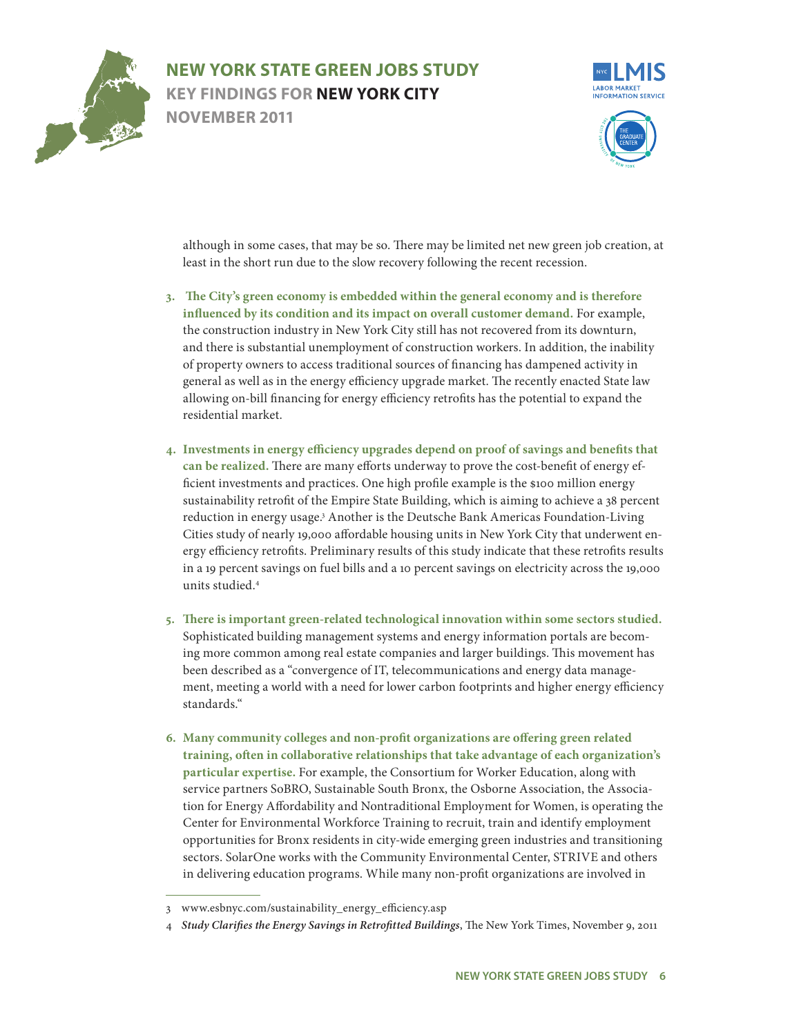although in some cases, that may be so. There may be limited net new green job creation, at least in the short run due to the slow recovery following the recent recession.

3. **The City's green economy is embedded within the general economy and is therefore influenced by its condition and its impact on overall customer demand.** For example, the construction industry in New York City still has not recovered from its downturn, and there is substantial unemployment of construction workers. In addition, the inability of property owners to access traditional sources of financing has dampened activity in general as well as in the energy efficiency upgrade market. The recently enacted State law allowing on-bill financing for energy efficiency retrofits has the potential to expand the residential market.

4. **Investments in energy efficiency upgrades depend on proof of savings and benefits that can be realized.** There are many efforts underway to prove the cost-benefit of energy efficient investments and practices. One high profile example is the $100 million energy sustainability retrofit of the Empire State Building, which is aiming to achieve a 38 percent reduction in energy usage.[3] Another is the Deutsche Bank Americas Foundation-Living Cities study of nearly 19,000 affordable housing units in New York City that underwent energy efficiency retrofits. Preliminary results of this study indicate that these retrofits results in a 19 percent savings on fuel bills and a 10 percent savings on electricity across the 19,000 units studied.[4]

5. **There is important green-related technological innovation within some sectors studied.** Sophisticated building management systems and energy information portals are becoming more common among real estate companies and larger buildings. This movement has been described as a "convergence of IT, telecommunications and energy data management, meeting a world with a need for lower carbon footprints and higher energy efficiency standards."

6. **Many community colleges and non-profit organizations are offering green related training, often in collaborative relationships that take advantage of each organization's particular expertise.** For example, the Consortium for Worker Education, along with service partners SoBRO, Sustainable South Bronx, the Osborne Association, the Association for Energy Affordability and Nontraditional Employment for Women, is operating the Center for Environmental Workforce Training to recruit, train and identify employment opportunities for Bronx residents in city-wide emerging green industries and transitioning sectors. SolarOne works with the Community Environmental Center, STRIVE and others in delivering education programs. While many non-profit organizations are involved in

---

3 www.esbnyc.com/sustainability_energy_efficiency.asp

4 ***Study Clarifies the Energy Savings in Retrofitted Buildings***, The New York Times, November 9, 2011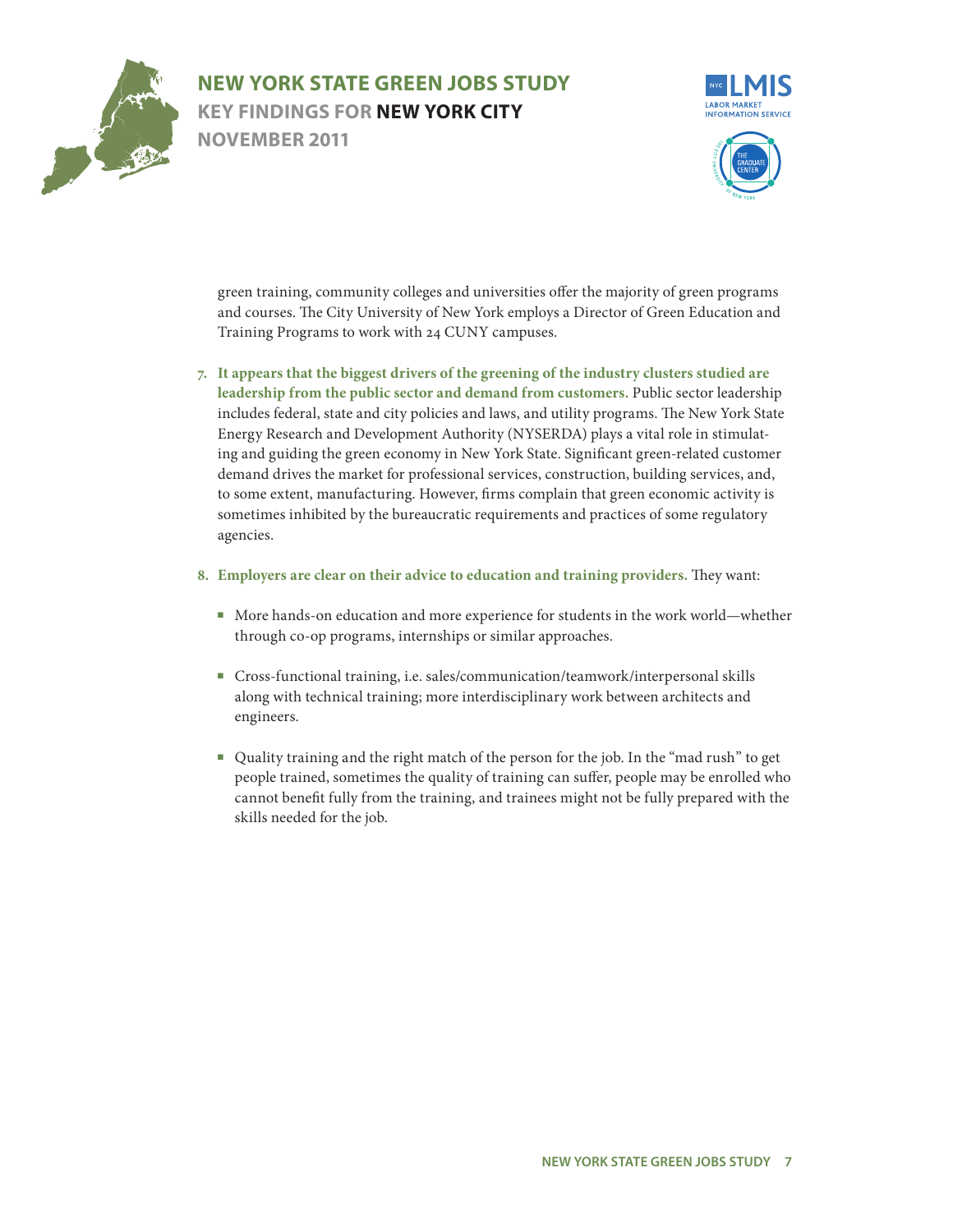green training, community colleges and universities offer the majority of green programs and courses. The City University of New York employs a Director of Green Education and Training Programs to work with 24 CUNY campuses.

7. **It appears that the biggest drivers of the greening of the industry clusters studied are leadership from the public sector and demand from customers.** Public sector leadership includes federal, state and city policies and laws, and utility programs. The New York State Energy Research and Development Authority (NYSERDA) plays a vital role in stimulating and guiding the green economy in New York State. Significant green-related customer demand drives the market for professional services, construction, building services, and, to some extent, manufacturing. However, firms complain that green economic activity is sometimes inhibited by the bureaucratic requirements and practices of some regulatory agencies.

8. **Employers are clear on their advice to education and training providers.** They want:

   - More hands-on education and more experience for students in the work world—whether through co-op programs, internships or similar approaches.

   - Cross-functional training, i.e. sales/communication/teamwork/interpersonal skills along with technical training; more interdisciplinary work between architects and engineers.

   - Quality training and the right match of the person for the job. In the "mad rush" to get people trained, sometimes the quality of training can suffer, people may be enrolled who cannot benefit fully from the training, and trainees might not be fully prepared with the skills needed for the job.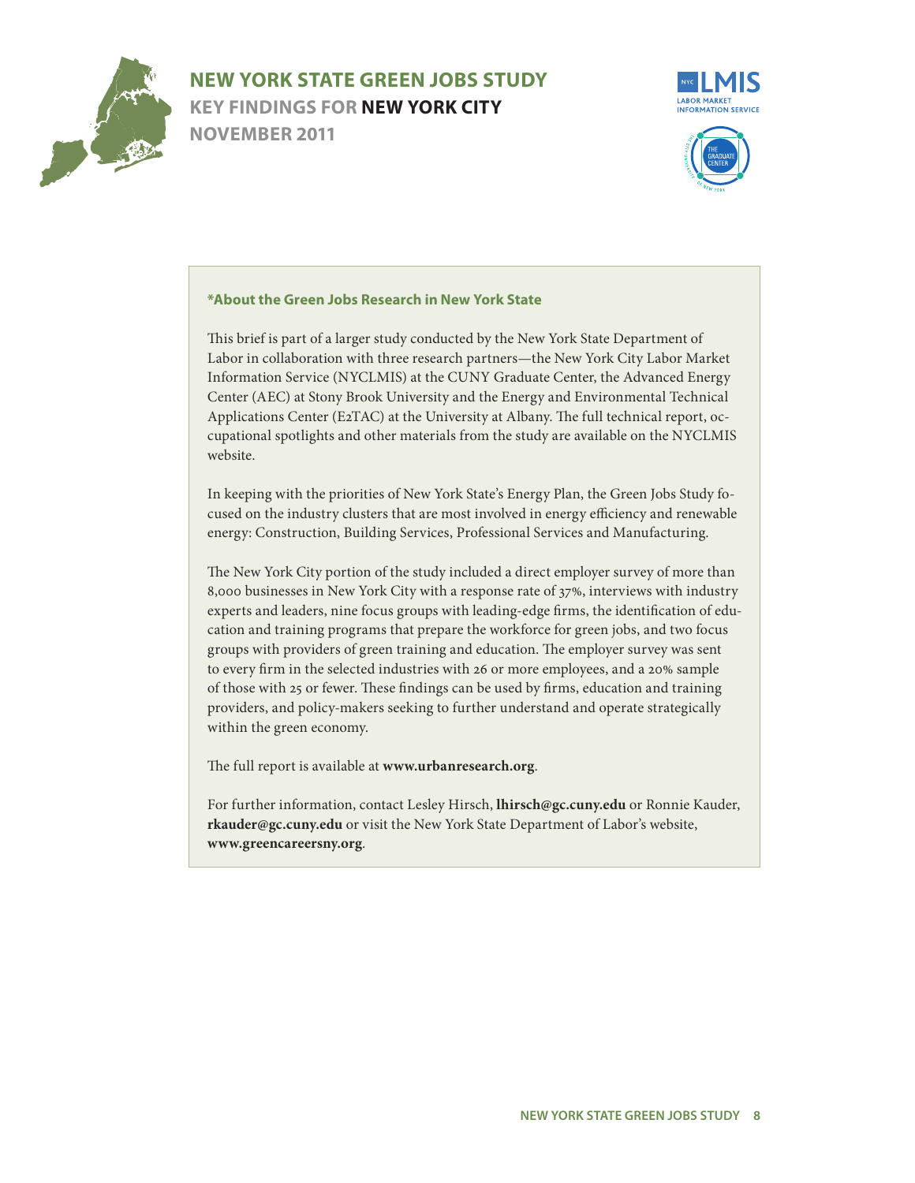# NEW YORK STATE GREEN JOBS STUDY

## KEY FINDINGS FOR NEW YORK CITY

**NOVEMBER 2011**

### *About the Green Jobs Research in New York State

This brief is part of a larger study conducted by the New York State Department of Labor in collaboration with three research partners—the New York City Labor Market Information Service (NYCLMIS) at the CUNY Graduate Center, the Advanced Energy Center (AEC) at Stony Brook University and the Energy and Environmental Technical Applications Center (E2TAC) at the University at Albany. The full technical report, occupational spotlights and other materials from the study are available on the NYCLMIS website.

In keeping with the priorities of New York State's Energy Plan, the Green Jobs Study focused on the industry clusters that are most involved in energy efficiency and renewable energy: Construction, Building Services, Professional Services and Manufacturing.

The New York City portion of the study included a direct employer survey of more than 8,000 businesses in New York City with a response rate of 37%, interviews with industry experts and leaders, nine focus groups with leading-edge firms, the identification of education and training programs that prepare the workforce for green jobs, and two focus groups with providers of green training and education. The employer survey was sent to every firm in the selected industries with 26 or more employees, and a 20% sample of those with 25 or fewer. These findings can be used by firms, education and training providers, and policy-makers seeking to further understand and operate strategically within the green economy.

The full report is available at **www.urbanresearch.org**.

For further information, contact Lesley Hirsch, **lhirsch@gc.cuny.edu** or Ronnie Kauder, **rkauder@gc.cuny.edu** or visit the New York State Department of Labor's website, **www.greencareersny.org**.